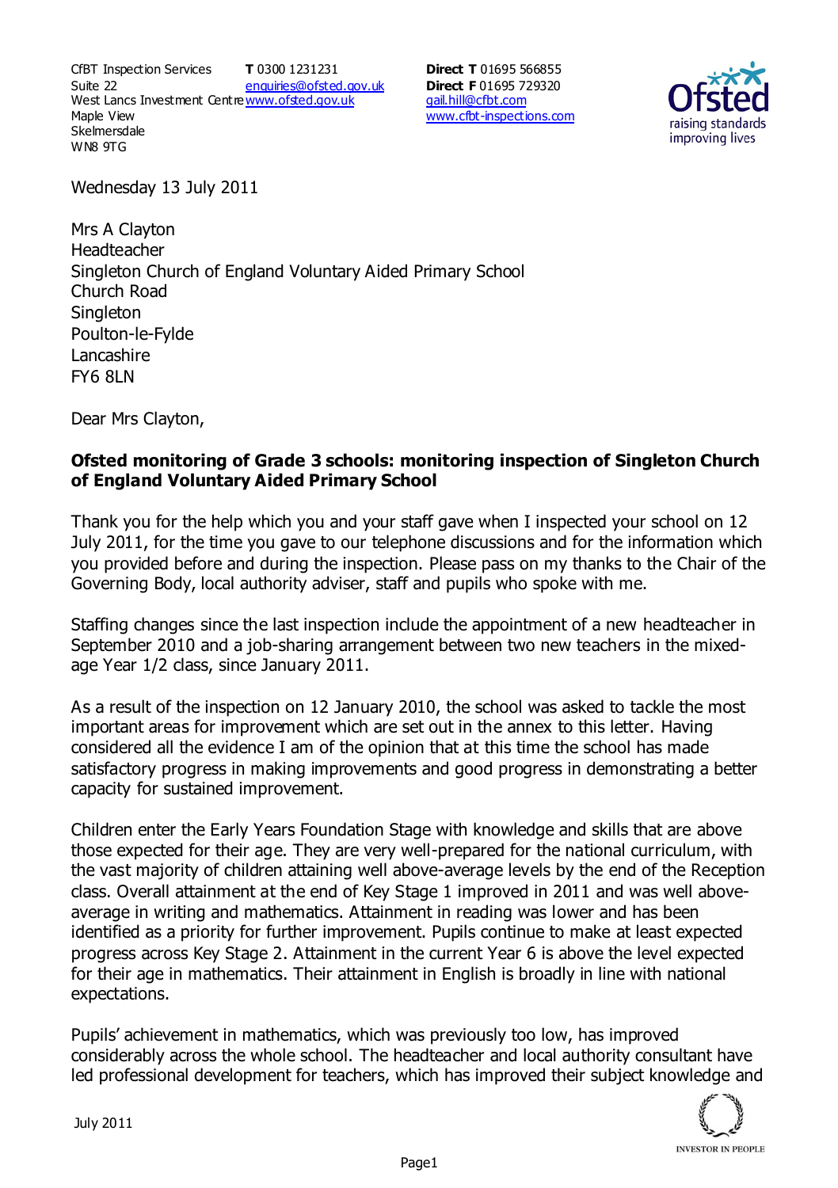CfBT Inspection Services
Suite 22
West Lancs Investment Centre
Maple View
Skelmersdale
WN8 9TG

**T** 0300 1231231
enquiries@ofsted.gov.uk
www.ofsted.gov.uk

**Direct T** 01695 566855
**Direct F** 01695 729320
gail.hill@cfbt.com
www.cfbt-inspections.com

Wednesday 13 July 2011

Mrs A Clayton
Headteacher
Singleton Church of England Voluntary Aided Primary School
Church Road
Singleton
Poulton-le-Fylde
Lancashire
FY6 8LN

Dear Mrs Clayton,

**Ofsted monitoring of Grade 3 schools: monitoring inspection of Singleton Church of England Voluntary Aided Primary School**

Thank you for the help which you and your staff gave when I inspected your school on 12 July 2011, for the time you gave to our telephone discussions and for the information which you provided before and during the inspection. Please pass on my thanks to the Chair of the Governing Body, local authority adviser, staff and pupils who spoke with me.

Staffing changes since the last inspection include the appointment of a new headteacher in September 2010 and a job-sharing arrangement between two new teachers in the mixed-age Year 1/2 class, since January 2011.

As a result of the inspection on 12 January 2010, the school was asked to tackle the most important areas for improvement which are set out in the annex to this letter. Having considered all the evidence I am of the opinion that at this time the school has made satisfactory progress in making improvements and good progress in demonstrating a better capacity for sustained improvement.

Children enter the Early Years Foundation Stage with knowledge and skills that are above those expected for their age. They are very well-prepared for the national curriculum, with the vast majority of children attaining well above-average levels by the end of the Reception class. Overall attainment at the end of Key Stage 1 improved in 2011 and was well above-average in writing and mathematics. Attainment in reading was lower and has been identified as a priority for further improvement. Pupils continue to make at least expected progress across Key Stage 2. Attainment in the current Year 6 is above the level expected for their age in mathematics. Their attainment in English is broadly in line with national expectations.

Pupils' achievement in mathematics, which was previously too low, has improved considerably across the whole school. The headteacher and local authority consultant have led professional development for teachers, which has improved their subject knowledge and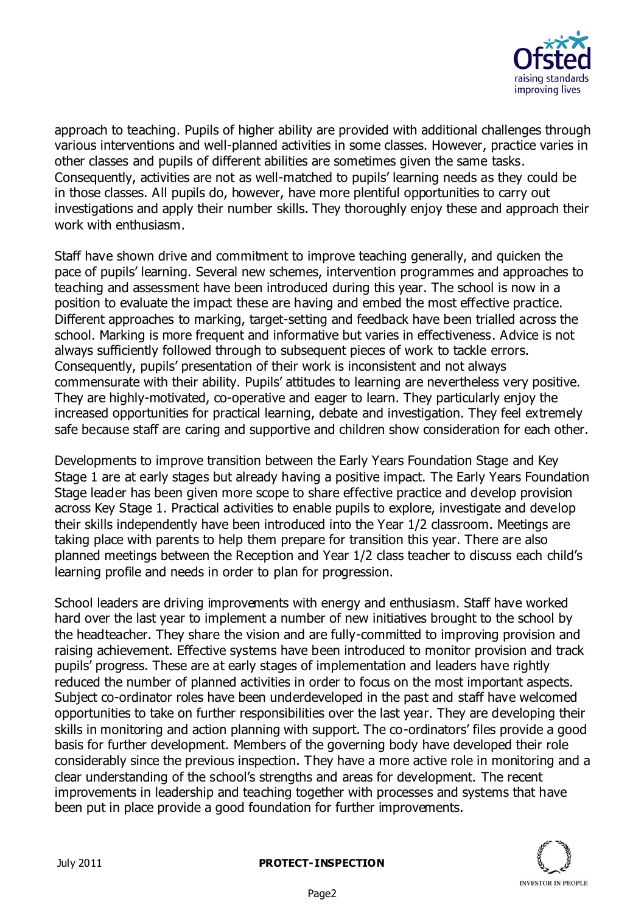approach to teaching. Pupils of higher ability are provided with additional challenges through various interventions and well-planned activities in some classes. However, practice varies in other classes and pupils of different abilities are sometimes given the same tasks. Consequently, activities are not as well-matched to pupils' learning needs as they could be in those classes. All pupils do, however, have more plentiful opportunities to carry out investigations and apply their number skills. They thoroughly enjoy these and approach their work with enthusiasm.

Staff have shown drive and commitment to improve teaching generally, and quicken the pace of pupils' learning. Several new schemes, intervention programmes and approaches to teaching and assessment have been introduced during this year. The school is now in a position to evaluate the impact these are having and embed the most effective practice. Different approaches to marking, target-setting and feedback have been trialled across the school. Marking is more frequent and informative but varies in effectiveness. Advice is not always sufficiently followed through to subsequent pieces of work to tackle errors. Consequently, pupils' presentation of their work is inconsistent and not always commensurate with their ability. Pupils' attitudes to learning are nevertheless very positive. They are highly-motivated, co-operative and eager to learn. They particularly enjoy the increased opportunities for practical learning, debate and investigation. They feel extremely safe because staff are caring and supportive and children show consideration for each other.

Developments to improve transition between the Early Years Foundation Stage and Key Stage 1 are at early stages but already having a positive impact. The Early Years Foundation Stage leader has been given more scope to share effective practice and develop provision across Key Stage 1. Practical activities to enable pupils to explore, investigate and develop their skills independently have been introduced into the Year 1/2 classroom. Meetings are taking place with parents to help them prepare for transition this year. There are also planned meetings between the Reception and Year 1/2 class teacher to discuss each child's learning profile and needs in order to plan for progression.

School leaders are driving improvements with energy and enthusiasm. Staff have worked hard over the last year to implement a number of new initiatives brought to the school by the headteacher. They share the vision and are fully-committed to improving provision and raising achievement. Effective systems have been introduced to monitor provision and track pupils' progress. These are at early stages of implementation and leaders have rightly reduced the number of planned activities in order to focus on the most important aspects. Subject co-ordinator roles have been underdeveloped in the past and staff have welcomed opportunities to take on further responsibilities over the last year. They are developing their skills in monitoring and action planning with support. The co-ordinators' files provide a good basis for further development. Members of the governing body have developed their role considerably since the previous inspection. They have a more active role in monitoring and a clear understanding of the school's strengths and areas for development. The recent improvements in leadership and teaching together with processes and systems that have been put in place provide a good foundation for further improvements.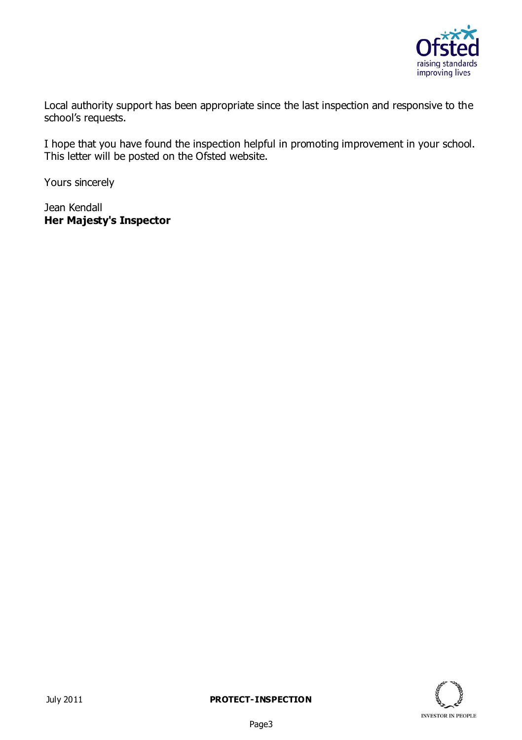Local authority support has been appropriate since the last inspection and responsive to the school's requests.

I hope that you have found the inspection helpful in promoting improvement in your school. This letter will be posted on the Ofsted website.

Yours sincerely

Jean Kendall
**Her Majesty's Inspector**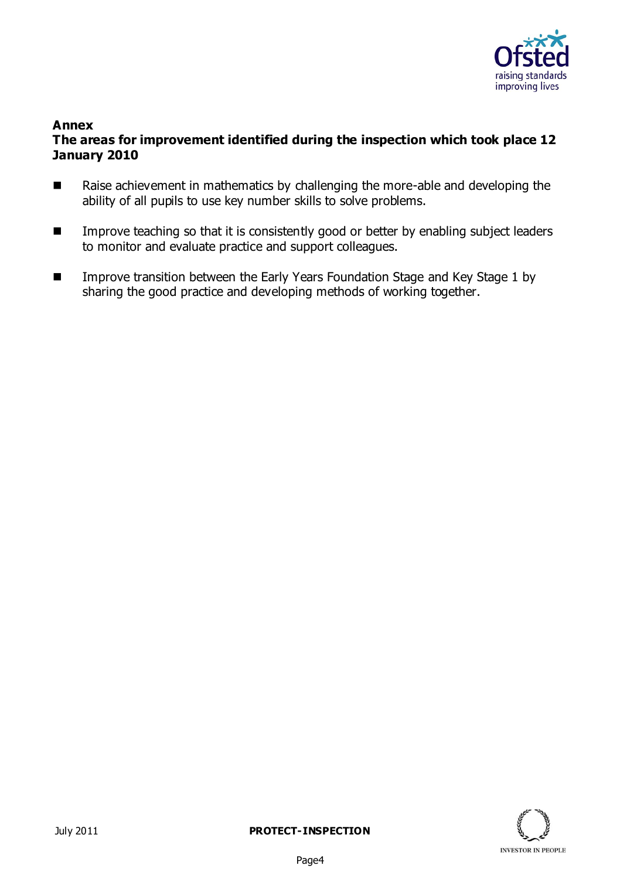**Annex**

**The areas for improvement identified during the inspection which took place 12 January 2010**

- Raise achievement in mathematics by challenging the more-able and developing the ability of all pupils to use key number skills to solve problems.
- Improve teaching so that it is consistently good or better by enabling subject leaders to monitor and evaluate practice and support colleagues.
- Improve transition between the Early Years Foundation Stage and Key Stage 1 by sharing the good practice and developing methods of working together.